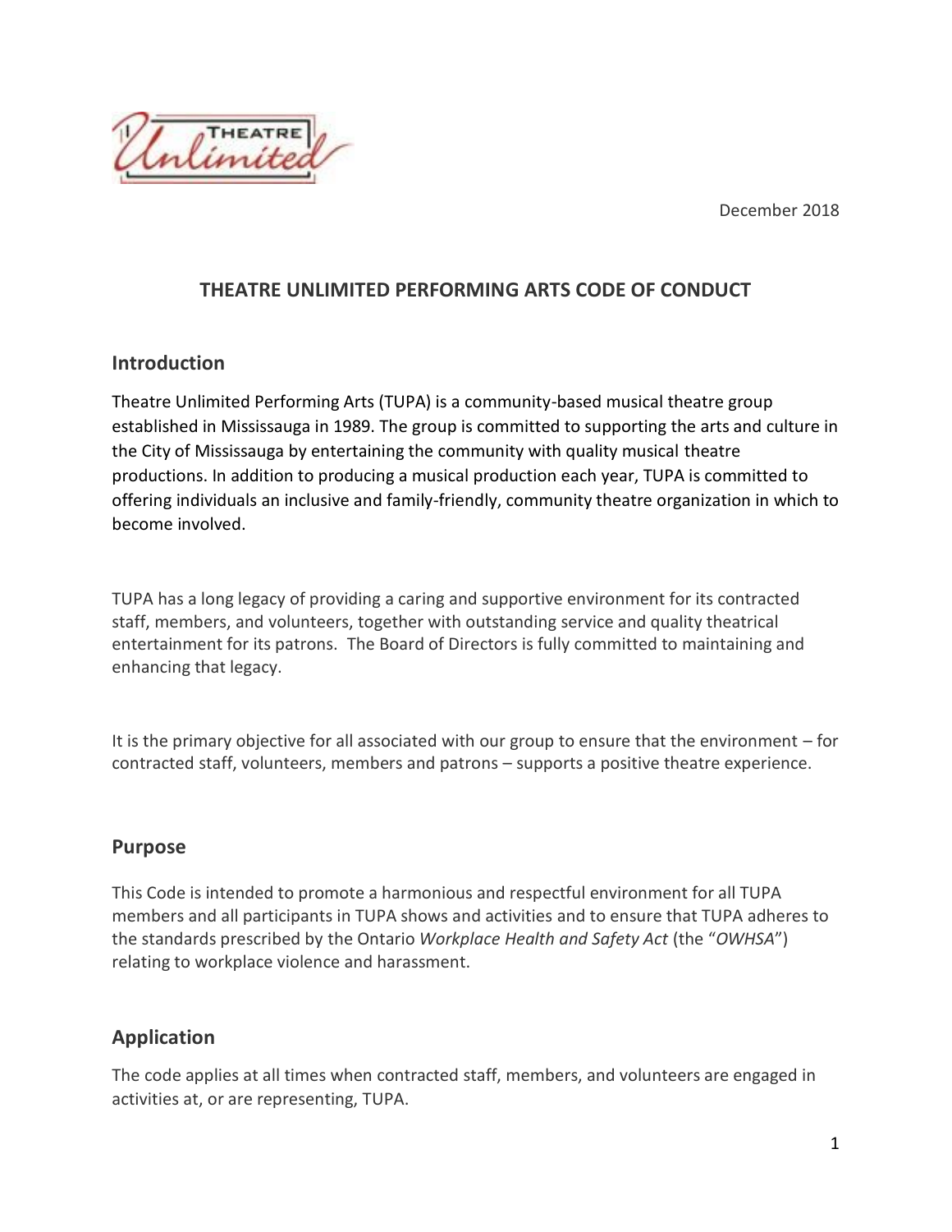December 2018

# THEATRE UNLIMITED PERFORMING ARTS CODE OF CONDUCT

## Introduction

Theatre Unlimited Performing Arts (TUPA) is a community-based musical theatre group established in Mississauga in 1989. The group is committed to supporting the arts and culture in the City of Mississauga by entertaining the community with quality musical theatre productions. In addition to producing a musical production each year, TUPA is committed to offering individuals an inclusive and family-friendly, community theatre organization in which to become involved.

TUPA has a long legacy of providing a caring and supportive environment for its contracted staff, members, and volunteers, together with outstanding service and quality theatrical entertainment for its patrons. The Board of Directors is fully committed to maintaining and enhancing that legacy.

It is the primary objective for all associated with our group to ensure that the environment – for contracted staff, volunteers, members and patrons – supports a positive theatre experience.

## Purpose

This Code is intended to promote a harmonious and respectful environment for all TUPA members and all participants in TUPA shows and activities and to ensure that TUPA adheres to the standards prescribed by the Ontario *Workplace Health and Safety Act* (the "*OWHSA*") relating to workplace violence and harassment.

## Application

The code applies at all times when contracted staff, members, and volunteers are engaged in activities at, or are representing, TUPA.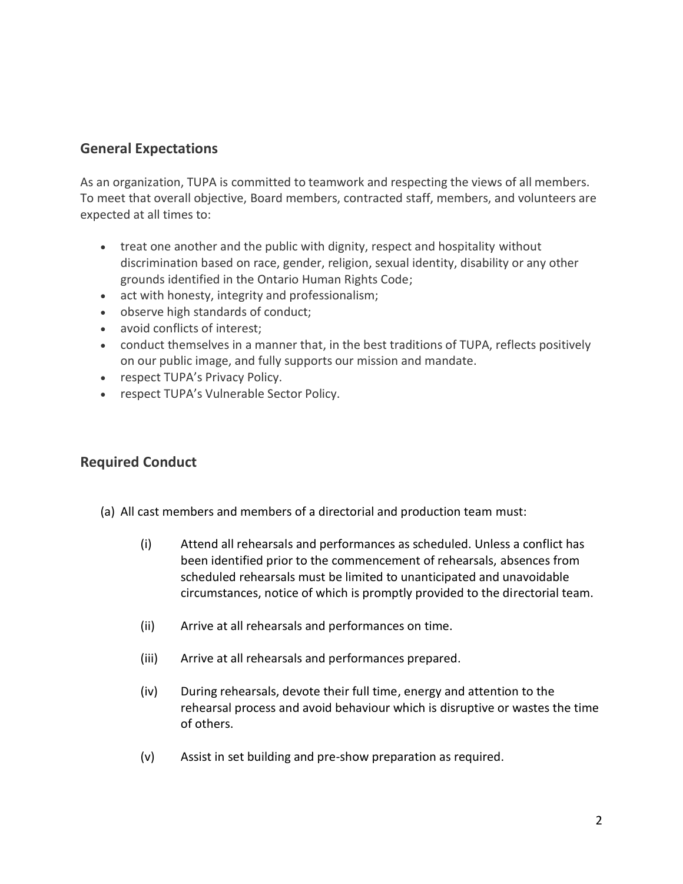## General Expectations

As an organization, TUPA is committed to teamwork and respecting the views of all members. To meet that overall objective, Board members, contracted staff, members, and volunteers are expected at all times to:

- treat one another and the public with dignity, respect and hospitality without discrimination based on race, gender, religion, sexual identity, disability or any other grounds identified in the Ontario Human Rights Code;
- act with honesty, integrity and professionalism;
- observe high standards of conduct;
- avoid conflicts of interest;
- conduct themselves in a manner that, in the best traditions of TUPA, reflects positively on our public image, and fully supports our mission and mandate.
- respect TUPA's Privacy Policy.
- respect TUPA's Vulnerable Sector Policy.

## Required Conduct

(a) All cast members and members of a directorial and production team must:

(i) Attend all rehearsals and performances as scheduled. Unless a conflict has been identified prior to the commencement of rehearsals, absences from scheduled rehearsals must be limited to unanticipated and unavoidable circumstances, notice of which is promptly provided to the directorial team.

(ii) Arrive at all rehearsals and performances on time.

(iii) Arrive at all rehearsals and performances prepared.

(iv) During rehearsals, devote their full time, energy and attention to the rehearsal process and avoid behaviour which is disruptive or wastes the time of others.

(v) Assist in set building and pre-show preparation as required.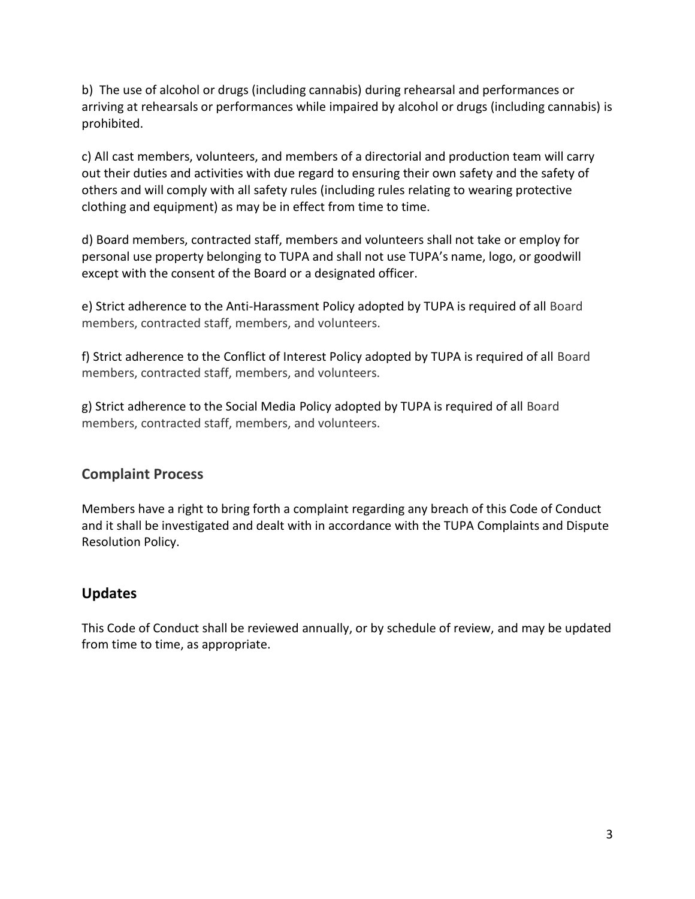b) The use of alcohol or drugs (including cannabis) during rehearsal and performances or arriving at rehearsals or performances while impaired by alcohol or drugs (including cannabis) is prohibited.

c) All cast members, volunteers, and members of a directorial and production team will carry out their duties and activities with due regard to ensuring their own safety and the safety of others and will comply with all safety rules (including rules relating to wearing protective clothing and equipment) as may be in effect from time to time.

d) Board members, contracted staff, members and volunteers shall not take or employ for personal use property belonging to TUPA and shall not use TUPA's name, logo, or goodwill except with the consent of the Board or a designated officer.

e) Strict adherence to the Anti-Harassment Policy adopted by TUPA is required of all Board members, contracted staff, members, and volunteers.

f) Strict adherence to the Conflict of Interest Policy adopted by TUPA is required of all Board members, contracted staff, members, and volunteers.

g) Strict adherence to the Social Media Policy adopted by TUPA is required of all Board members, contracted staff, members, and volunteers.

## Complaint Process

Members have a right to bring forth a complaint regarding any breach of this Code of Conduct and it shall be investigated and dealt with in accordance with the TUPA Complaints and Dispute Resolution Policy.

## Updates

This Code of Conduct shall be reviewed annually, or by schedule of review, and may be updated from time to time, as appropriate.